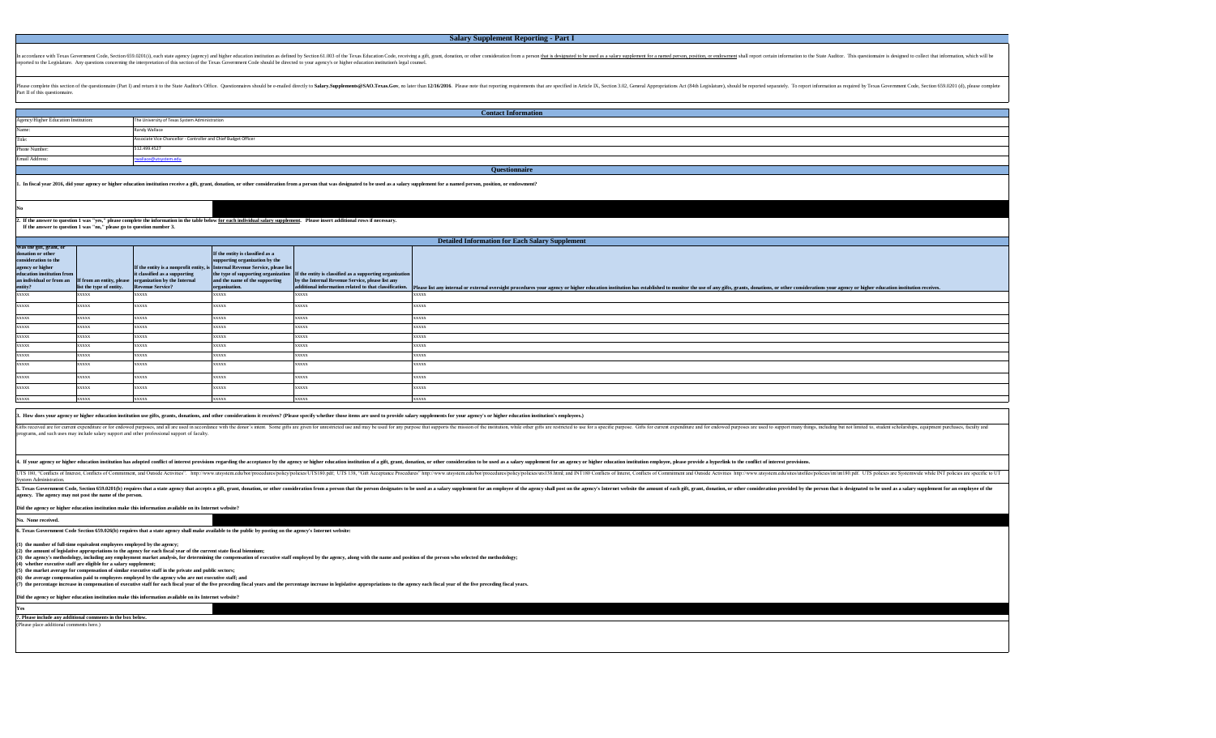# Salary Supplement Reporting - Part I

In accordance with Texas Government Code, Section 659.0201(i), each state agency (agency) and higher education institution as defined by Section 61.003 of the Texas Education Code, receiving a gift, grant, donation, or other consideration from a person that is designated to be used as a salary supplement for a named person, position, or endowment shall report certain information to the State Auditor. This questionnaire is designed to collect that information, which will be reported to the Legislature. Any questions concerning the interpretation of this section of the Texas Government Code should be directed to your agency's or higher education institution's legal counsel.

Please complete this section of the questionnaire (Part I) and return it to the State Auditor's Office. Questionnaires should be e-mailed directly to **Salary.Supplements@SAO.Texas.Gov**, no later than **12/16/2016**. Please note that reporting requirements that are specified in Article IX, Section 3.02, General Appropriations Act (84th Legislature), should be reported separately. To report information as required by Texas Government Code, Section 659.0201 (d), please complete Part II of this questionnaire.

## Contact Information

| | |
|---|---|
| Agency/Higher Education Institution: | The University of Texas System Administration |
| Name: | Randy Wallace |
| Title: | Associate Vice Chancellor - Controller and Chief Budget Officer |
| Phone Number: | 512.499.4527 |
| Email Address: | rwallace@utsystem.edu |

## Questionnaire

**1. In fiscal year 2016, did your agency or higher education institution receive a gift, grant, donation, or other consideration from a person that was designated to be used as a salary supplement for a named person, position, or endowment?**

**No**

**2. If the answer to question 1 was "yes," please complete the information in the table below for each individual salary supplement. Please insert additional rows if necessary. If the answer to question 1 was "no," please go to question number 3.**

## Detailed Information for Each Salary Supplement

| Was the gift, grant, or donation or other consideration to the agency or higher education institution from an individual or from an entity? | If from an entity, please list the type of entity. | If the entity is a nonprofit entity, is it classified as a supporting organization by the Internal Revenue Service? | If the entity is classified as a supporting organization by the Internal Revenue Service, please list the type of supporting organization and the name of the supporting organization. | If the entity is classified as a supporting organization by the Internal Revenue Service, please list any additional information related to that classification. | Please list any internal or external oversight procedures your agency or higher education institution has established to monitor the use of any gifts, grants, donations, or other considerations your agency or higher education institution receives. |
|---|---|---|---|---|---|
| xxxxx | xxxxx | xxxxx | xxxxx | xxxxx | xxxxx |
| xxxxx | xxxxx | xxxxx | xxxxx | xxxxx | xxxxx |
| xxxxx | xxxxx | xxxxx | xxxxx | xxxxx | xxxxx |
| xxxxx | xxxxx | xxxxx | xxxxx | xxxxx | xxxxx |
| xxxxx | xxxxx | xxxxx | xxxxx | xxxxx | xxxxx |
| xxxxx | xxxxx | xxxxx | xxxxx | xxxxx | xxxxx |
| xxxxx | xxxxx | xxxxx | xxxxx | xxxxx | xxxxx |
| xxxxx | xxxxx | xxxxx | xxxxx | xxxxx | xxxxx |
| xxxxx | xxxxx | xxxxx | xxxxx | xxxxx | xxxxx |
| xxxxx | xxxxx | xxxxx | xxxxx | xxxxx | xxxxx |
| xxxxx | xxxxx | xxxxx | xxxxx | xxxxx | xxxxx |

**3. How does your agency or higher education institution use gifts, grants, donations, and other considerations it receives? (Please specify whether those items are used to provide salary supplements for your agency's or higher education institution's employees.)**

Gifts received are for current expenditure or for endowed purposes, and all are used in accordance with the donor's intent. Some gifts are given for unrestricted use and may be used for any purpose that supports the mission of the institution, while other gifts are restricted to use for a specific purpose. Gifts for current expenditure and for endowed purposes are used to support many things, including but not limited to, student scholarships, equipment purchases, faculty and programs, and such uses may include salary support and other professional support of faculty.

**4. If your agency or higher education institution has adopted conflict of interest provisions regarding the acceptance by the agency or higher education institution of a gift, grant, donation, or other consideration to be used as a salary supplement for an agency or higher education institution employee, please provide a hyperlink to the conflict of interest provisions.**

UTS 180, "Conflicts of Interest, Conflicts of Commitment, and Outside Activities". http://www.utsystem.edu/bor/procedures/policy/policies/UTS180.pdf; UTS 138, "Gift Acceptance Procedures" http://www.utsystem.edu/bor/procedures/policy/policies/uts138.html; and INT180 Conflicts of Interest, Conflicts of Commitment and Outside Activities http://www.utsystem.edu/sites/utsfiles/policies/int/int180.pdf. UTS policies are Systemwide while INT policies are specific to UT System Administration.

**5. Texas Government Code, Section 659.0201(b) requires that a state agency that accepts a gift, grant, donation, or other consideration from a person that the person designates to be used as a salary supplement for an employee of the agency shall post on the agency's Internet website the amount of each gift, grant, donation, or other consideration provided by the person that is designated to be used as a salary supplement for an employee of the agency. The agency may not post the name of the person.**

**Did the agency or higher education institution make this information available on its Internet website?**

**No. None received.**

**6. Texas Government Code Section 659.026(b) requires that a state agency shall make available to the public by posting on the agency's Internet website:**

**(1) the number of full-time equivalent employees employed by the agency;**
**(2) the amount of legislative appropriations to the agency for each fiscal year of the current state fiscal biennium;**
**(3) the agency's methodology, including any employment market analysis, for determining the compensation of executive staff employed by the agency, along with the name and position of the person who selected the methodology;**
**(4) whether executive staff are eligible for a salary supplement;**
**(5) the market average for compensation of similar executive staff in the private and public sectors;**
**(6) the average compensation paid to employees employed by the agency who are not executive staff; and**
**(7) the percentage increase in compensation of executive staff for each fiscal year of the five preceding fiscal years and the percentage increase in legislative appropriations to the agency each fiscal year of the five preceding fiscal years.**

**Did the agency or higher education institution make this information available on its Internet website?**

**Yes**

**7. Please include any additional comments in the box below.**

(Please place additional comments here.)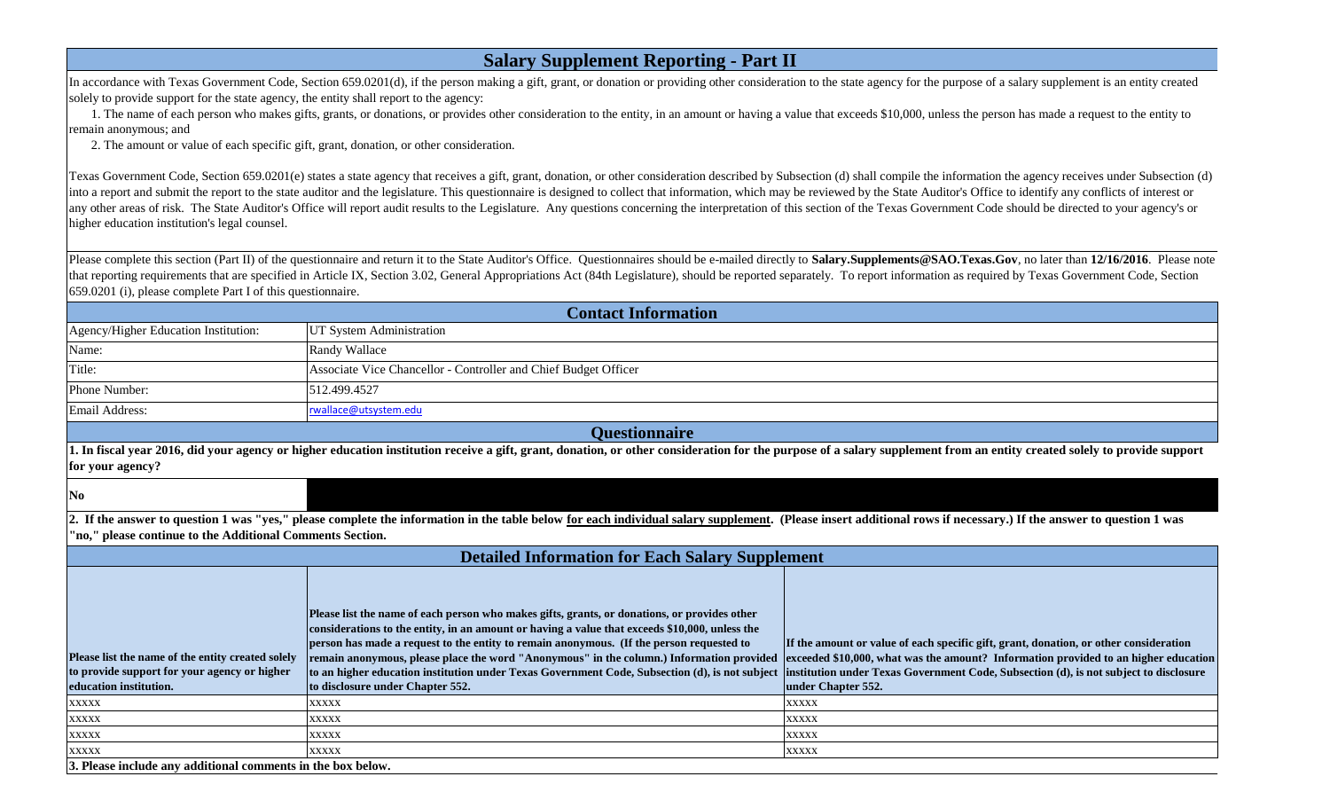# Salary Supplement Reporting - Part II

In accordance with Texas Government Code, Section 659.0201(d), if the person making a gift, grant, or donation or providing other consideration to the state agency for the purpose of a salary supplement is an entity created solely to provide support for the state agency, the entity shall report to the agency:

1. The name of each person who makes gifts, grants, or donations, or provides other consideration to the entity, in an amount or having a value that exceeds $10,000, unless the person has made a request to the entity to remain anonymous; and
2. The amount or value of each specific gift, grant, donation, or other consideration.

Texas Government Code, Section 659.0201(e) states a state agency that receives a gift, grant, donation, or other consideration described by Subsection (d) shall compile the information the agency receives under Subsection (d) into a report and submit the report to the state auditor and the legislature. This questionnaire is designed to collect that information, which may be reviewed by the State Auditor's Office to identify any conflicts of interest or any other areas of risk. The State Auditor's Office will report audit results to the Legislature. Any questions concerning the interpretation of this section of the Texas Government Code should be directed to your agency's or higher education institution's legal counsel.

Please complete this section (Part II) of the questionnaire and return it to the State Auditor's Office. Questionnaires should be e-mailed directly to **Salary.Supplements@SAO.Texas.Gov**, no later than **12/16/2016**. Please note that reporting requirements that are specified in Article IX, Section 3.02, General Appropriations Act (84th Legislature), should be reported separately. To report information as required by Texas Government Code, Section 659.0201 (i), please complete Part I of this questionnaire.

## Contact Information

| | |
|---|---|
| Agency/Higher Education Institution: | UT System Administration |
| Name: | Randy Wallace |
| Title: | Associate Vice Chancellor - Controller and Chief Budget Officer |
| Phone Number: | 512.499.4527 |
| Email Address: | rwallace@utsystem.edu |

## Questionnaire

**1. In fiscal year 2016, did your agency or higher education institution receive a gift, grant, donation, or other consideration for the purpose of a salary supplement from an entity created solely to provide support for your agency?**

**No**

**2. If the answer to question 1 was "yes," please complete the information in the table below for each individual salary supplement. (Please insert additional rows if necessary.) If the answer to question 1 was "no," please continue to the Additional Comments Section.**

## Detailed Information for Each Salary Supplement

| Please list the name of the entity created solely to provide support for your agency or higher education institution. | Please list the name of each person who makes gifts, grants, or donations, or provides other considerations to the entity, in an amount or having a value that exceeds $10,000, unless the person has made a request to the entity to remain anonymous. (If the person requested to remain anonymous, please place the word "Anonymous" in the column.) Information provided to an higher education institution under Texas Government Code, Subsection (d), is not subject to disclosure under Chapter 552. | If the amount or value of each specific gift, grant, donation, or other consideration exceeded $10,000, what was the amount? Information provided to an higher education institution under Texas Government Code, Subsection (d), is not subject to disclosure under Chapter 552. |
|---|---|---|
| xxxxx | xxxxx | xxxxx |
| xxxxx | xxxxx | xxxxx |
| xxxxx | xxxxx | xxxxx |
| xxxxx | xxxxx | xxxxx |

**3. Please include any additional comments in the box below.**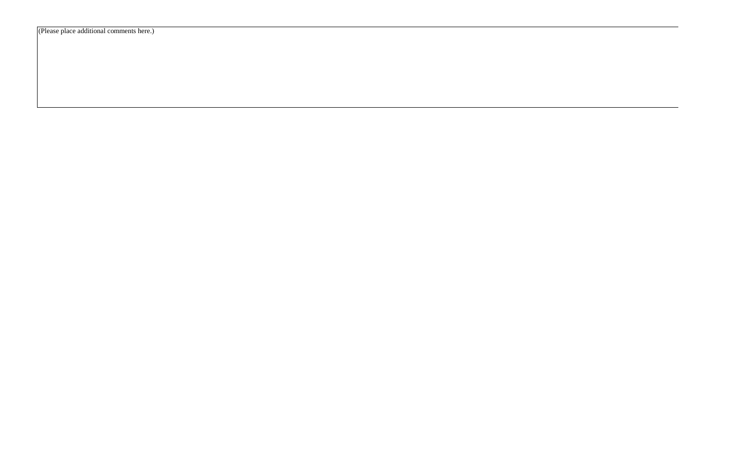(Please place additional comments here.)